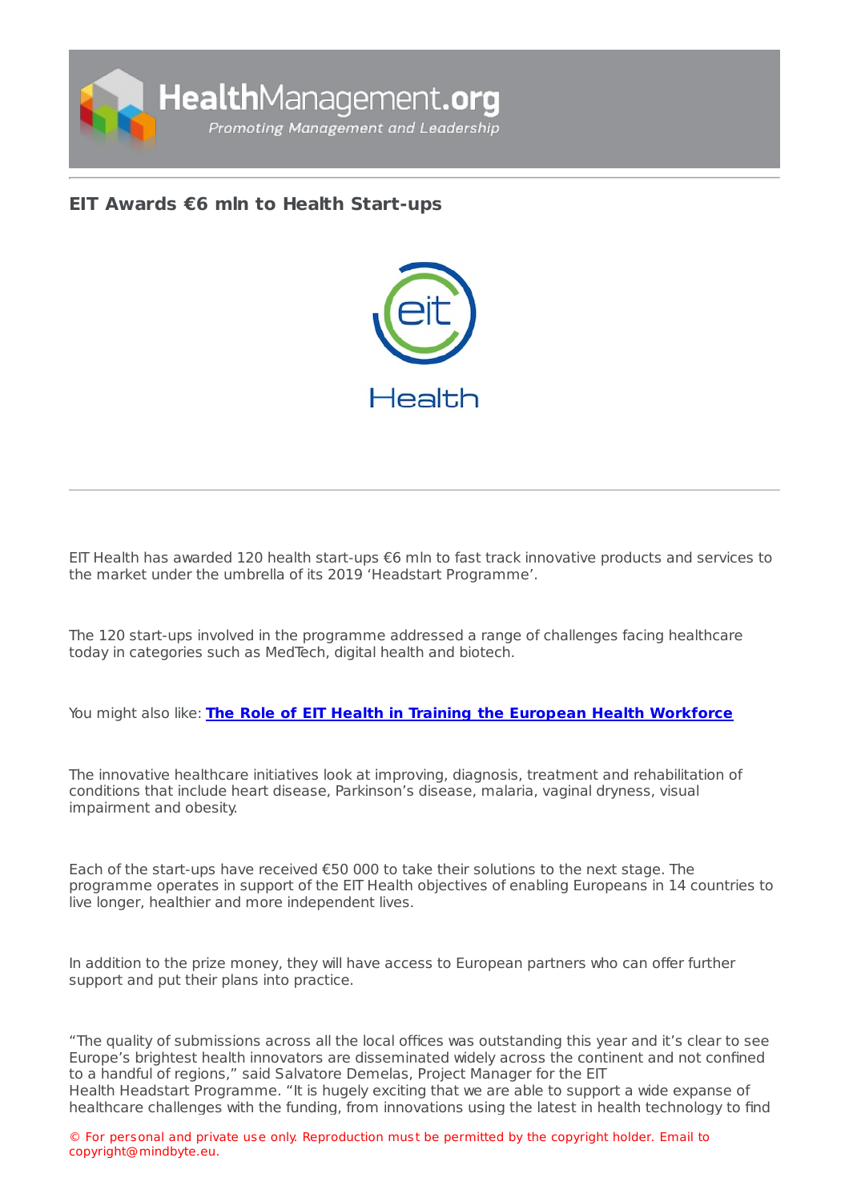# EIT Awards €6 mln to Health Start-ups

EIT Health has awarded 120 health start-ups €6 mln to fast track innovative products and services to the market under the umbrella of its 2019 'Headstart Programme'.

The 120 start-ups involved in the programme addressed a range of challenges facing healthcare today in categories such as MedTech, digital health and biotech.

You might also like: **The Role of EIT Health in Training the European Health Workforce**

The innovative healthcare initiatives look at improving, diagnosis, treatment and rehabilitation of conditions that include heart disease, Parkinson's disease, malaria, vaginal dryness, visual impairment and obesity.

Each of the start-ups have received €50 000 to take their solutions to the next stage. The programme operates in support of the EIT Health objectives of enabling Europeans in 14 countries to live longer, healthier and more independent lives.

In addition to the prize money, they will have access to European partners who can offer further support and put their plans into practice.

"The quality of submissions across all the local offices was outstanding this year and it's clear to see Europe's brightest health innovators are disseminated widely across the continent and not confined to a handful of regions," said Salvatore Demelas, Project Manager for the EIT Health Headstart Programme. "It is hugely exciting that we are able to support a wide expanse of healthcare challenges with the funding, from innovations using the latest in health technology to find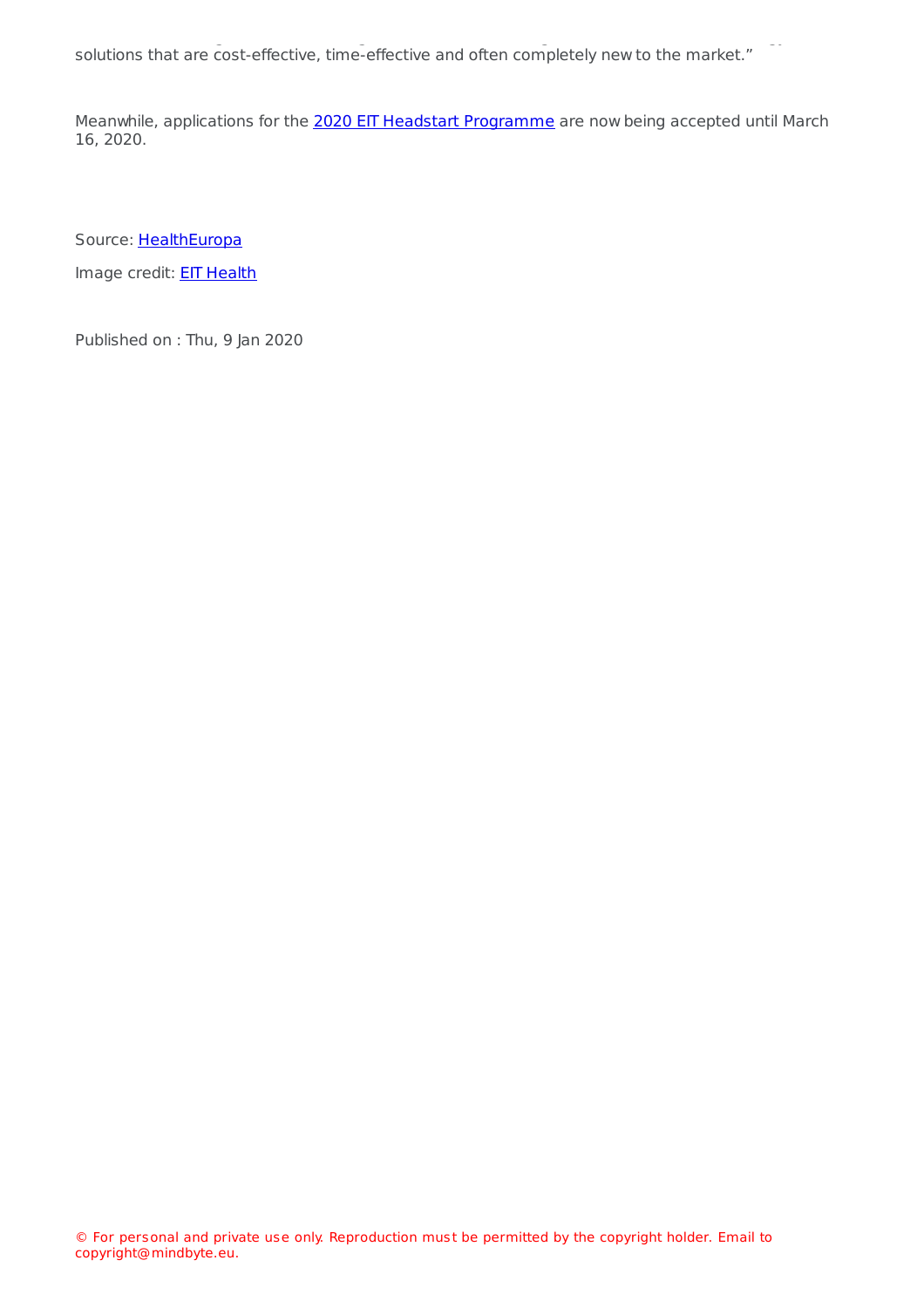solutions that are cost-effective, time-effective and often completely new to the market."

Meanwhile, applications for the [2020 EIT Headstart Programme] are now being accepted until March 16, 2020.

Source: HealthEuropa

Image credit: EIT Health

Published on : Thu, 9 Jan 2020

© For personal and private use only. Reproduction must be permitted by the copyright holder. Email to copyright@mindbyte.eu.